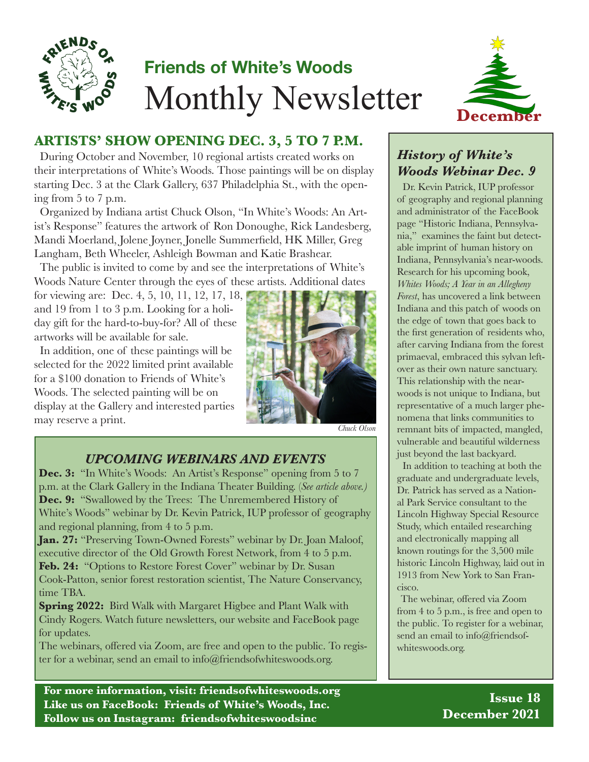# Friends of White's Woods
# Monthly Newsletter

December

## ARTISTS' SHOW OPENING DEC. 3, 5 TO 7 P.M.

During October and November, 10 regional artists created works on their interpretations of White's Woods. Those paintings will be on display starting Dec. 3 at the Clark Gallery, 637 Philadelphia St., with the opening from 5 to 7 p.m.

Organized by Indiana artist Chuck Olson, "In White's Woods: An Artist's Response" features the artwork of Ron Donoughe, Rick Landesberg, Mandi Moerland, Jolene Joyner, Jonelle Summerfield, HK Miller, Greg Langham, Beth Wheeler, Ashleigh Bowman and Katie Brashear.

The public is invited to come by and see the interpretations of White's Woods Nature Center through the eyes of these artists. Additional dates for viewing are: Dec. 4, 5, 10, 11, 12, 17, 18, and 19 from 1 to 3 p.m. Looking for a holiday gift for the hard-to-buy-for? All of these artworks will be available for sale.

In addition, one of these paintings will be selected for the 2022 limited print available for a $100 donation to Friends of White's Woods. The selected painting will be on display at the Gallery and interested parties may reserve a print.

*Chuck Olson*

### *UPCOMING WEBINARS AND EVENTS*

**Dec. 3:** "In White's Woods: An Artist's Response" opening from 5 to 7 p.m. at the Clark Gallery in the Indiana Theater Building. (*See article above.*)

**Dec. 9:** "Swallowed by the Trees: The Unremembered History of White's Woods" webinar by Dr. Kevin Patrick, IUP professor of geography and regional planning, from 4 to 5 p.m.

**Jan. 27:** "Preserving Town-Owned Forests" webinar by Dr. Joan Maloof, executive director of the Old Growth Forest Network, from 4 to 5 p.m.

**Feb. 24:** "Options to Restore Forest Cover" webinar by Dr. Susan Cook-Patton, senior forest restoration scientist, The Nature Conservancy, time TBA.

**Spring 2022:** Bird Walk with Margaret Higbee and Plant Walk with Cindy Rogers. Watch future newsletters, our website and FaceBook page for updates.

The webinars, offered via Zoom, are free and open to the public. To register for a webinar, send an email to info@friendsofwhiteswoods.org.

### *History of White's Woods Webinar Dec. 9*

Dr. Kevin Patrick, IUP professor of geography and regional planning and administrator of the FaceBook page "Historic Indiana, Pennsylvania," examines the faint but detectable imprint of human history on Indiana, Pennsylvania's near-woods. Research for his upcoming book, *Whites Woods; A Year in an Allegheny Forest*, has uncovered a link between Indiana and this patch of woods on the edge of town that goes back to the first generation of residents who, after carving Indiana from the forest primaeval, embraced this sylvan leftover as their own nature sanctuary. This relationship with the near-woods is not unique to Indiana, but representative of a much larger phenomena that links communities to remnant bits of impacted, mangled, vulnerable and beautiful wilderness just beyond the last backyard.

In addition to teaching at both the graduate and undergraduate levels, Dr. Patrick has served as a National Park Service consultant to the Lincoln Highway Special Resource Study, which entailed researching and electronically mapping all known routings for the 3,500 mile historic Lincoln Highway, laid out in 1913 from New York to San Francisco.

The webinar, offered via Zoom from 4 to 5 p.m., is free and open to the public. To register for a webinar, send an email to info@friendsofwhiteswoods.org.

**For more information, visit: friendsofwhiteswoods.org**
**Like us on FaceBook: Friends of White's Woods, Inc.**
**Follow us on Instagram: friendsofwhiteswoodsinc**

**Issue 18**
**December 2021**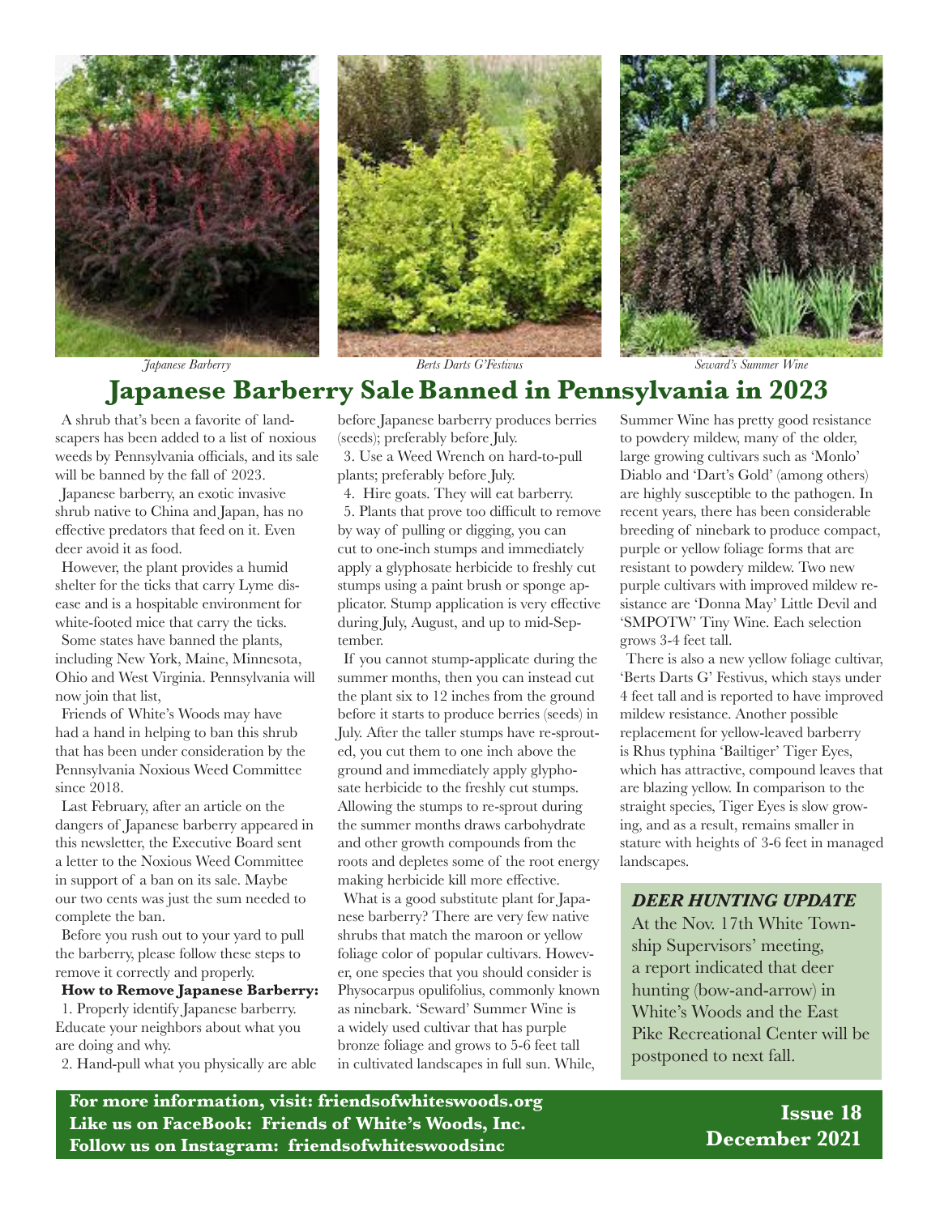*Japanese Barberry*

*Berts Darts G'Festivus*

*Seward's Summer Wine*

# Japanese Barberry Sale Banned in Pennsylvania in 2023

A shrub that's been a favorite of landscapers has been added to a list of noxious weeds by Pennsylvania officials, and its sale will be banned by the fall of 2023.

Japanese barberry, an exotic invasive shrub native to China and Japan, has no effective predators that feed on it. Even deer avoid it as food.

However, the plant provides a humid shelter for the ticks that carry Lyme disease and is a hospitable environment for white-footed mice that carry the ticks.

Some states have banned the plants, including New York, Maine, Minnesota, Ohio and West Virginia. Pennsylvania will now join that list,

Friends of White's Woods may have had a hand in helping to ban this shrub that has been under consideration by the Pennsylvania Noxious Weed Committee since 2018.

Last February, after an article on the dangers of Japanese barberry appeared in this newsletter, the Executive Board sent a letter to the Noxious Weed Committee in support of a ban on its sale. Maybe our two cents was just the sum needed to complete the ban.

Before you rush out to your yard to pull the barberry, please follow these steps to remove it correctly and properly.

**How to Remove Japanese Barberry:**

1. Properly identify Japanese barberry. Educate your neighbors about what you are doing and why.
2. Hand-pull what you physically are able before Japanese barberry produces berries (seeds); preferably before July.
3. Use a Weed Wrench on hard-to-pull plants; preferably before July.
4. Hire goats. They will eat barberry.
5. Plants that prove too difficult to remove by way of pulling or digging, you can cut to one-inch stumps and immediately apply a glyphosate herbicide to freshly cut stumps using a paint brush or sponge applicator. Stump application is very effective during July, August, and up to mid-September.

If you cannot stump-applicate during the summer months, then you can instead cut the plant six to 12 inches from the ground before it starts to produce berries (seeds) in July. After the taller stumps have re-sprouted, you cut them to one inch above the ground and immediately apply glyphosate herbicide to the freshly cut stumps. Allowing the stumps to re-sprout during the summer months draws carbohydrate and other growth compounds from the roots and depletes some of the root energy making herbicide kill more effective.

What is a good substitute plant for Japanese barberry? There are very few native shrubs that match the maroon or yellow foliage color of popular cultivars. However, one species that you should consider is Physocarpus opulifolius, commonly known as ninebark. 'Seward' Summer Wine is a widely used cultivar that has purple bronze foliage and grows to 5-6 feet tall in cultivated landscapes in full sun. While, Summer Wine has pretty good resistance to powdery mildew, many of the older, large growing cultivars such as 'Monlo' Diablo and 'Dart's Gold' (among others) are highly susceptible to the pathogen. In recent years, there has been considerable breeding of ninebark to produce compact, purple or yellow foliage forms that are resistant to powdery mildew. Two new purple cultivars with improved mildew resistance are 'Donna May' Little Devil and 'SMPOTW' Tiny Wine. Each selection grows 3-4 feet tall.

There is also a new yellow foliage cultivar, 'Berts Darts G' Festivus, which stays under 4 feet tall and is reported to have improved mildew resistance. Another possible replacement for yellow-leaved barberry is Rhus typhina 'Bailtiger' Tiger Eyes, which has attractive, compound leaves that are blazing yellow. In comparison to the straight species, Tiger Eyes is slow growing, and as a result, remains smaller in stature with heights of 3-6 feet in managed landscapes.

***DEER HUNTING UPDATE***

At the Nov. 17th White Township Supervisors' meeting, a report indicated that deer hunting (bow-and-arrow) in White's Woods and the East Pike Recreational Center will be postponed to next fall.

**For more information, visit: friendsofwhiteswoods.org**
**Like us on FaceBook: Friends of White's Woods, Inc.**
**Follow us on Instagram: friendsofwhiteswoodsinc**

**Issue 18**
**December 2021**